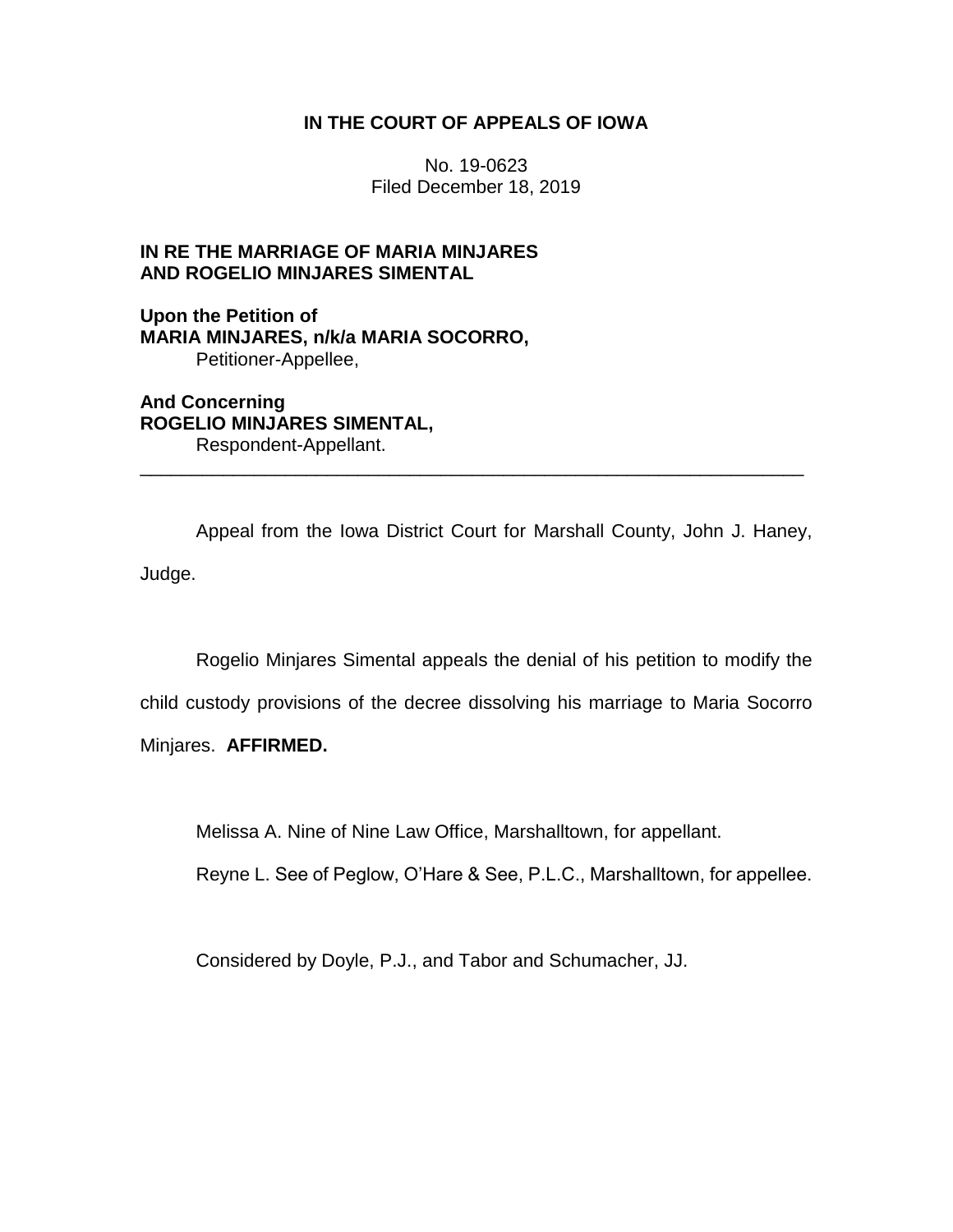**IN THE COURT OF APPEALS OF IOWA**

No. 19-0623
Filed December 18, 2019

**IN RE THE MARRIAGE OF MARIA MINJARES AND ROGELIO MINJARES SIMENTAL**

**Upon the Petition of**
**MARIA MINJARES, n/k/a MARIA SOCORRO,**
Petitioner-Appellee,

**And Concerning**
**ROGELIO MINJARES SIMENTAL,**
Respondent-Appellant.

---

Appeal from the Iowa District Court for Marshall County, John J. Haney, Judge.

Rogelio Minjares Simental appeals the denial of his petition to modify the child custody provisions of the decree dissolving his marriage to Maria Socorro Minjares. **AFFIRMED.**

Melissa A. Nine of Nine Law Office, Marshalltown, for appellant.

Reyne L. See of Peglow, O'Hare & See, P.L.C., Marshalltown, for appellee.

Considered by Doyle, P.J., and Tabor and Schumacher, JJ.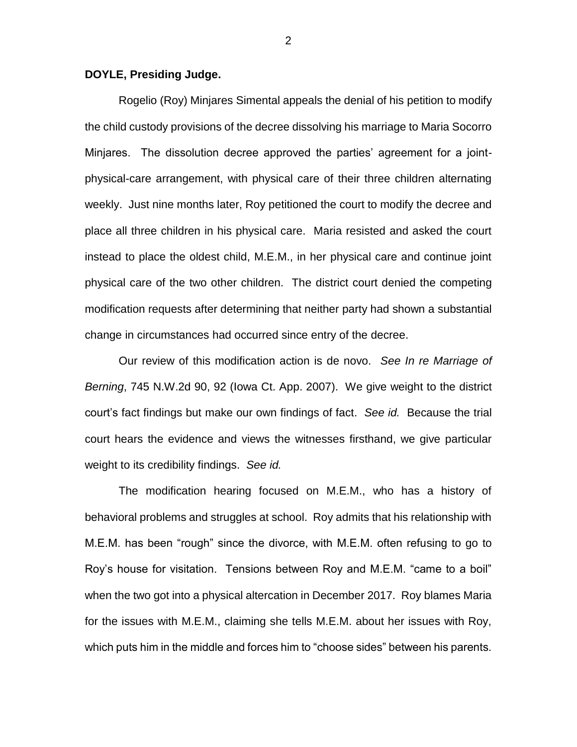**DOYLE, Presiding Judge.**

Rogelio (Roy) Minjares Simental appeals the denial of his petition to modify the child custody provisions of the decree dissolving his marriage to Maria Socorro Minjares. The dissolution decree approved the parties' agreement for a joint-physical-care arrangement, with physical care of their three children alternating weekly. Just nine months later, Roy petitioned the court to modify the decree and place all three children in his physical care. Maria resisted and asked the court instead to place the oldest child, M.E.M., in her physical care and continue joint physical care of the two other children. The district court denied the competing modification requests after determining that neither party had shown a substantial change in circumstances had occurred since entry of the decree.

Our review of this modification action is de novo. *See In re Marriage of Berning*, 745 N.W.2d 90, 92 (Iowa Ct. App. 2007). We give weight to the district court's fact findings but make our own findings of fact. *See id.* Because the trial court hears the evidence and views the witnesses firsthand, we give particular weight to its credibility findings. *See id.*

The modification hearing focused on M.E.M., who has a history of behavioral problems and struggles at school. Roy admits that his relationship with M.E.M. has been "rough" since the divorce, with M.E.M. often refusing to go to Roy's house for visitation. Tensions between Roy and M.E.M. "came to a boil" when the two got into a physical altercation in December 2017. Roy blames Maria for the issues with M.E.M., claiming she tells M.E.M. about her issues with Roy, which puts him in the middle and forces him to "choose sides" between his parents.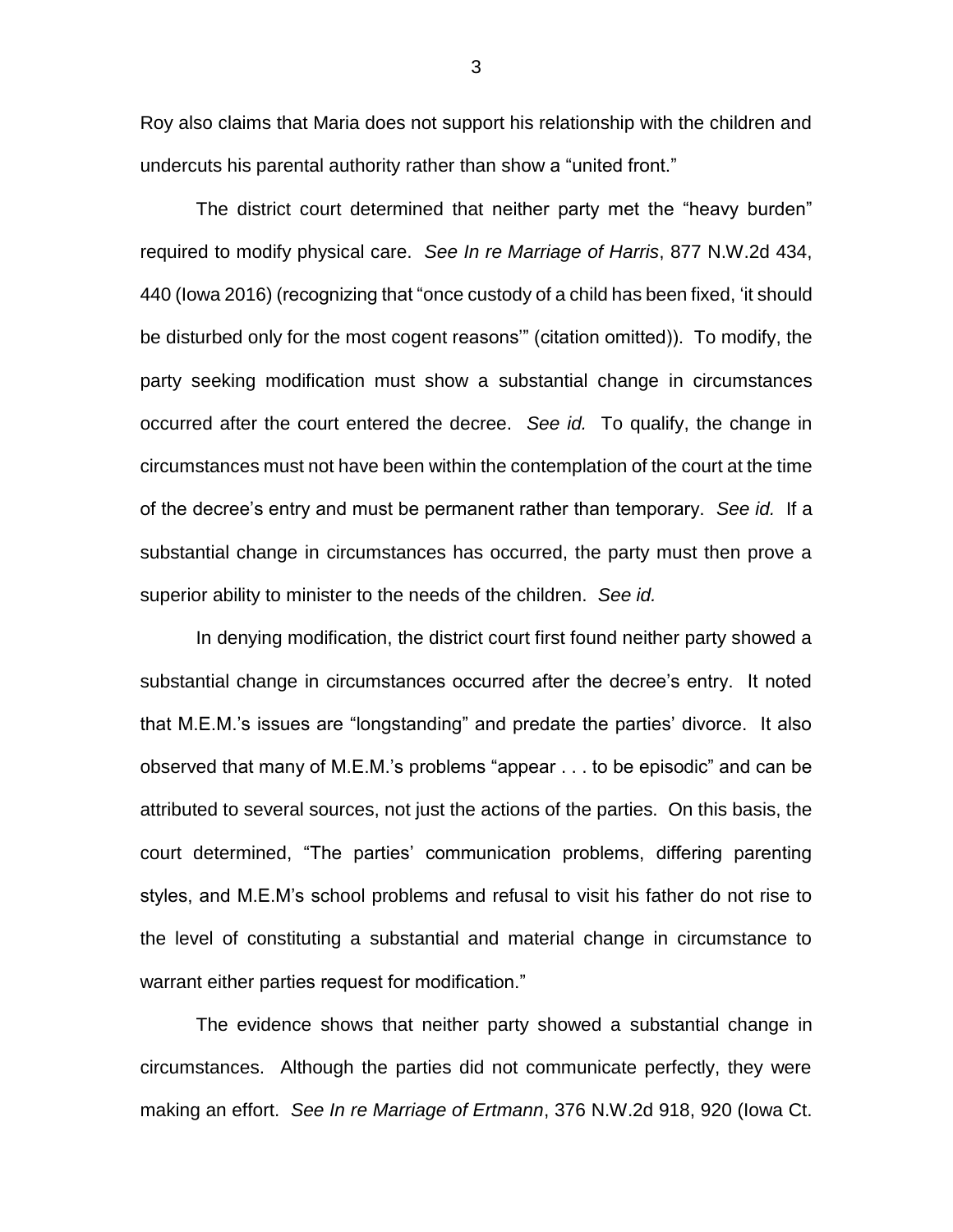Roy also claims that Maria does not support his relationship with the children and undercuts his parental authority rather than show a "united front."

The district court determined that neither party met the "heavy burden" required to modify physical care. *See In re Marriage of Harris*, 877 N.W.2d 434, 440 (Iowa 2016) (recognizing that "once custody of a child has been fixed, 'it should be disturbed only for the most cogent reasons'" (citation omitted)). To modify, the party seeking modification must show a substantial change in circumstances occurred after the court entered the decree. *See id.* To qualify, the change in circumstances must not have been within the contemplation of the court at the time of the decree's entry and must be permanent rather than temporary. *See id.* If a substantial change in circumstances has occurred, the party must then prove a superior ability to minister to the needs of the children. *See id.*

In denying modification, the district court first found neither party showed a substantial change in circumstances occurred after the decree's entry. It noted that M.E.M.'s issues are "longstanding" and predate the parties' divorce. It also observed that many of M.E.M.'s problems "appear . . . to be episodic" and can be attributed to several sources, not just the actions of the parties. On this basis, the court determined, "The parties' communication problems, differing parenting styles, and M.E.M's school problems and refusal to visit his father do not rise to the level of constituting a substantial and material change in circumstance to warrant either parties request for modification."

The evidence shows that neither party showed a substantial change in circumstances. Although the parties did not communicate perfectly, they were making an effort. *See In re Marriage of Ertmann*, 376 N.W.2d 918, 920 (Iowa Ct.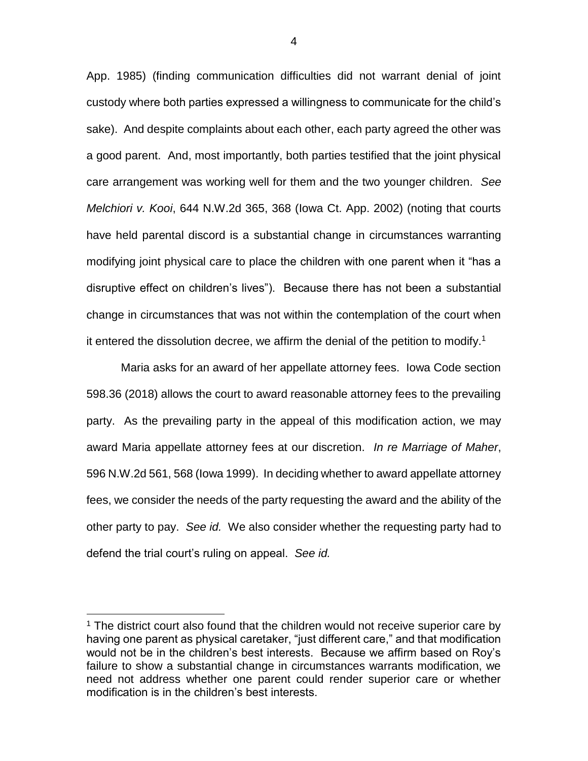App. 1985) (finding communication difficulties did not warrant denial of joint custody where both parties expressed a willingness to communicate for the child's sake). And despite complaints about each other, each party agreed the other was a good parent. And, most importantly, both parties testified that the joint physical care arrangement was working well for them and the two younger children. *See Melchiori v. Kooi*, 644 N.W.2d 365, 368 (Iowa Ct. App. 2002) (noting that courts have held parental discord is a substantial change in circumstances warranting modifying joint physical care to place the children with one parent when it "has a disruptive effect on children's lives"). Because there has not been a substantial change in circumstances that was not within the contemplation of the court when it entered the dissolution decree, we affirm the denial of the petition to modify.[1]

Maria asks for an award of her appellate attorney fees. Iowa Code section 598.36 (2018) allows the court to award reasonable attorney fees to the prevailing party. As the prevailing party in the appeal of this modification action, we may award Maria appellate attorney fees at our discretion. *In re Marriage of Maher*, 596 N.W.2d 561, 568 (Iowa 1999). In deciding whether to award appellate attorney fees, we consider the needs of the party requesting the award and the ability of the other party to pay. *See id.* We also consider whether the requesting party had to defend the trial court's ruling on appeal. *See id.*

[1] The district court also found that the children would not receive superior care by having one parent as physical caretaker, "just different care," and that modification would not be in the children's best interests. Because we affirm based on Roy's failure to show a substantial change in circumstances warrants modification, we need not address whether one parent could render superior care or whether modification is in the children's best interests.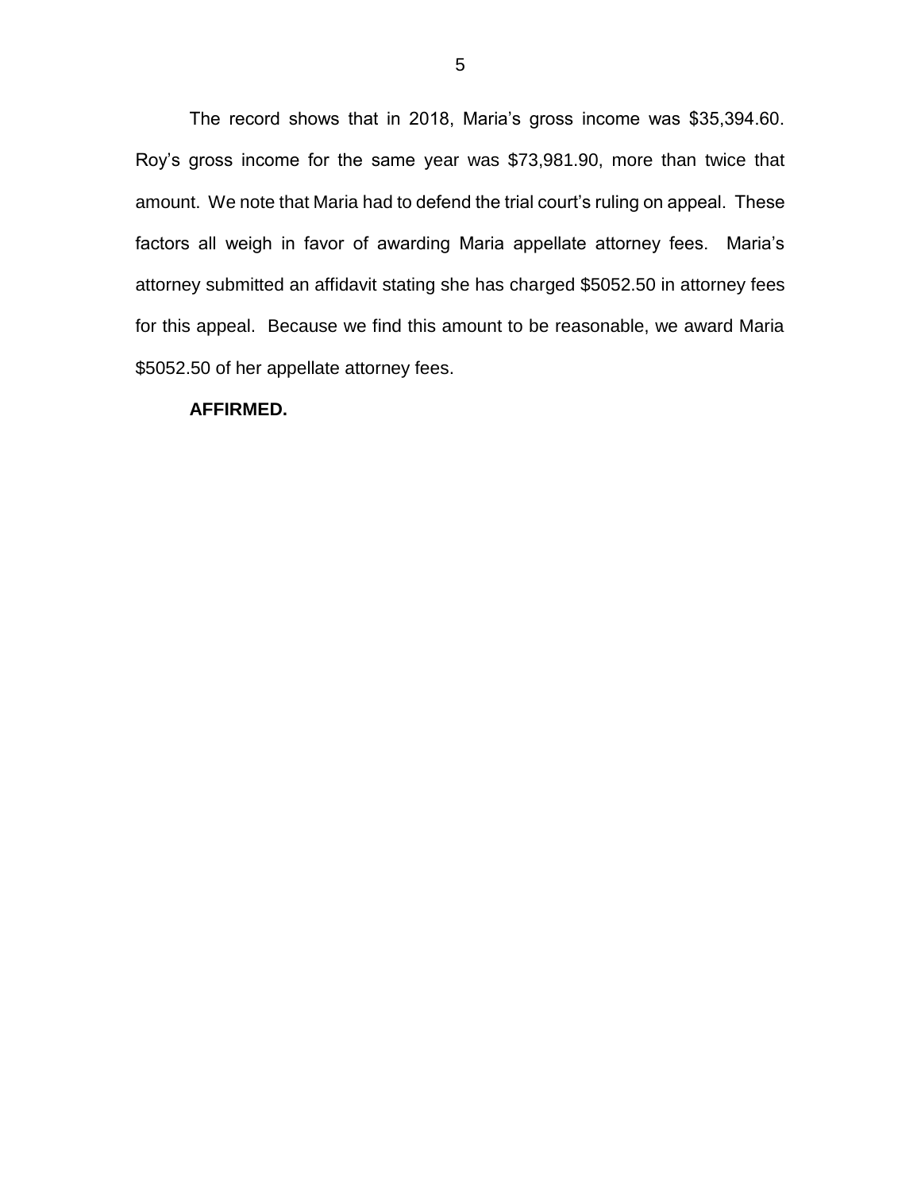The record shows that in 2018, Maria's gross income was $35,394.60. Roy's gross income for the same year was $73,981.90, more than twice that amount. We note that Maria had to defend the trial court's ruling on appeal. These factors all weigh in favor of awarding Maria appellate attorney fees. Maria's attorney submitted an affidavit stating she has charged $5052.50 in attorney fees for this appeal. Because we find this amount to be reasonable, we award Maria $5052.50 of her appellate attorney fees.

**AFFIRMED.**